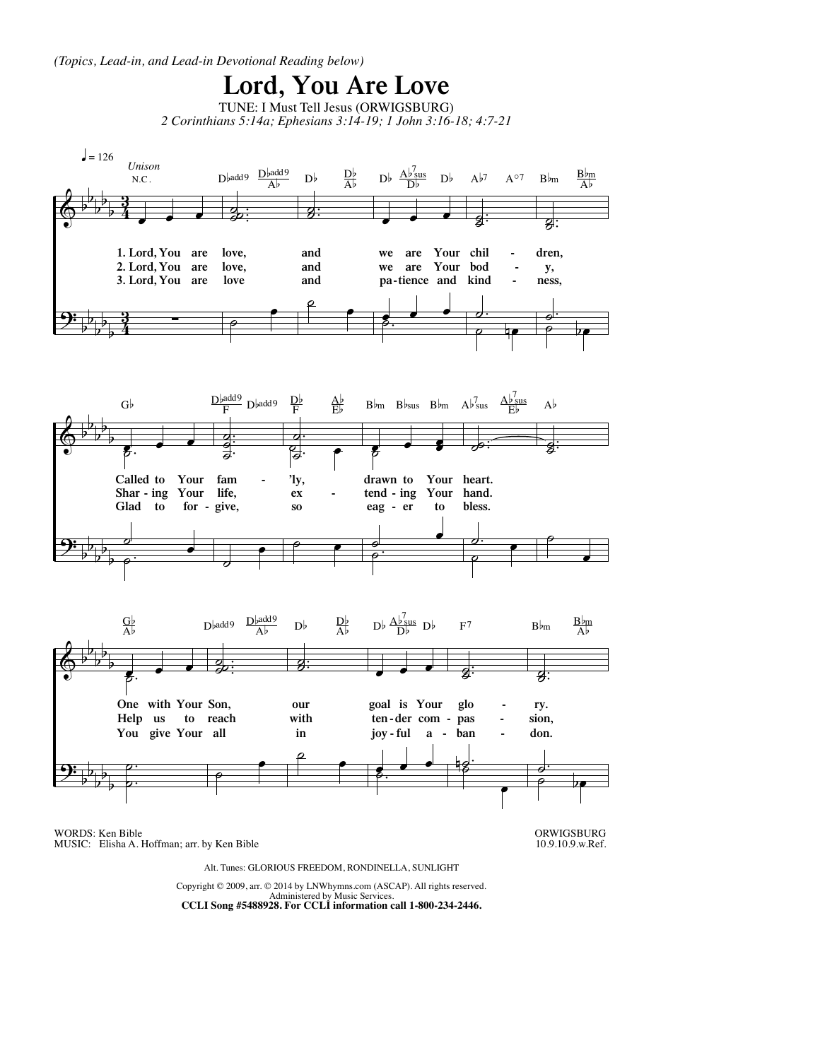*(Topics, Lead-in, and Lead-in Devotional Reading below)*

# Lord, You Are Love

TUNE: I Must Tell Jesus (ORWIGSBURG)

*2 Corinthians 5:14a; Ephesians 3:14-19; 1 John 3:16-18; 4:7-21*

♩ = 126 *Unison*

1. Lord, You are love, and we are Your children,
Called to Your fam'ly, drawn to Your heart.
One with Your Son, our goal is Your glory.

2. Lord, You are love, and we are Your body,
Sharing Your life, extending Your hand.
Help us to reach with tender compassion,

3. Lord, You are love and patience and kindness,
Glad to forgive, so eager to bless.
You give Your all in joyful abandon.

WORDS: Ken Bible
MUSIC: Elisha A. Hoffman; arr. by Ken Bible

ORWIGSBURG
10.9.10.9.w.Ref.

Alt. Tunes: GLORIOUS FREEDOM, RONDINELLA, SUNLIGHT

Copyright © 2009, arr. © 2014 by LNWhymns.com (ASCAP). All rights reserved.
Administered by Music Services.
**CCLI Song #5488928. For CCLI information call 1-800-234-2446.**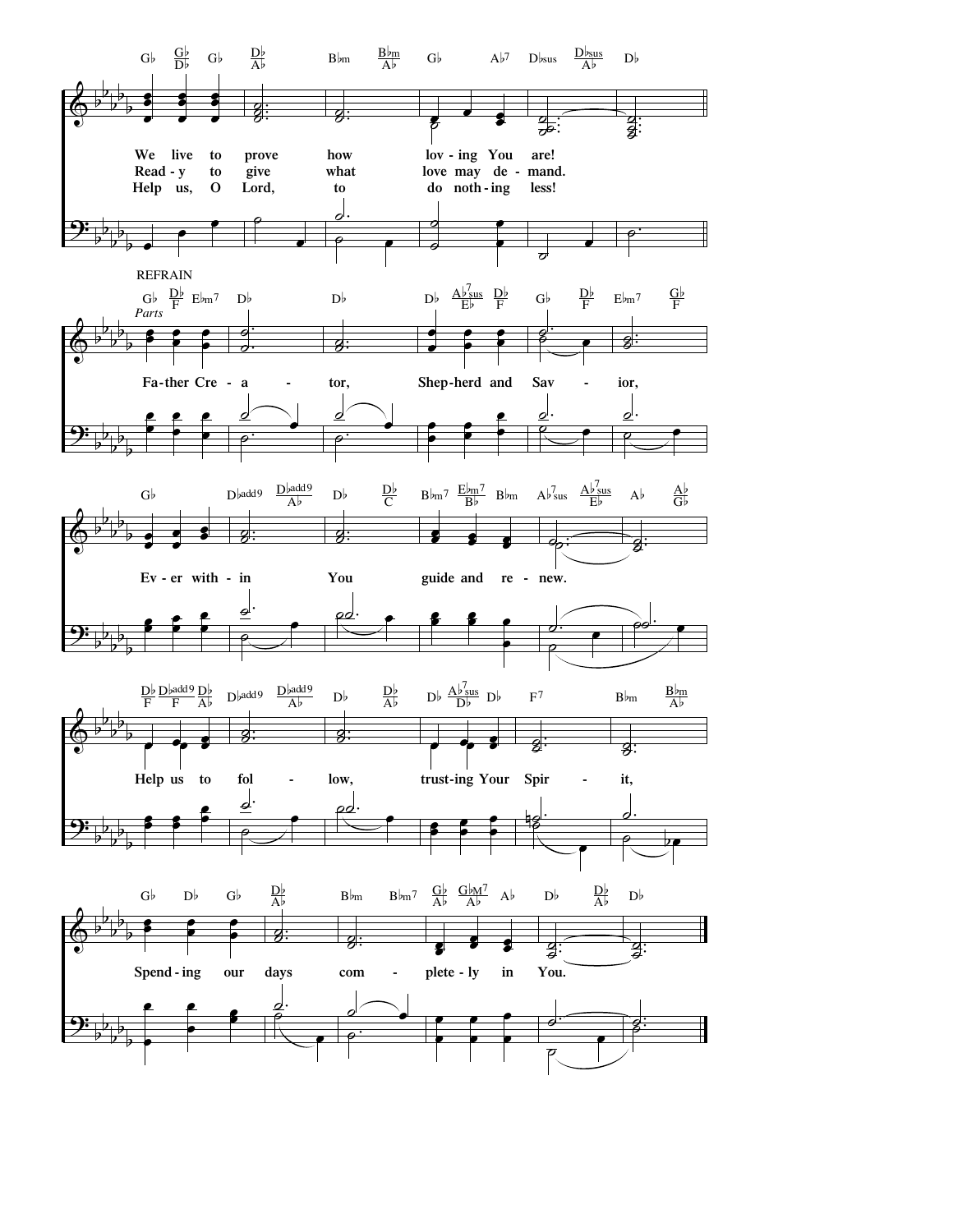We live to prove how lov-ing You are!
Read-y to give what love may de-mand.
Help us, O Lord, to do noth-ing less!

REFRAIN

*Parts*

Fa-ther Cre-a - tor, Shep-herd and Sav - ior,

Ev-er with-in You guide and re-new.

Help us to fol - low, trust-ing Your Spir - it,

Spend-ing our days com - plete-ly in You.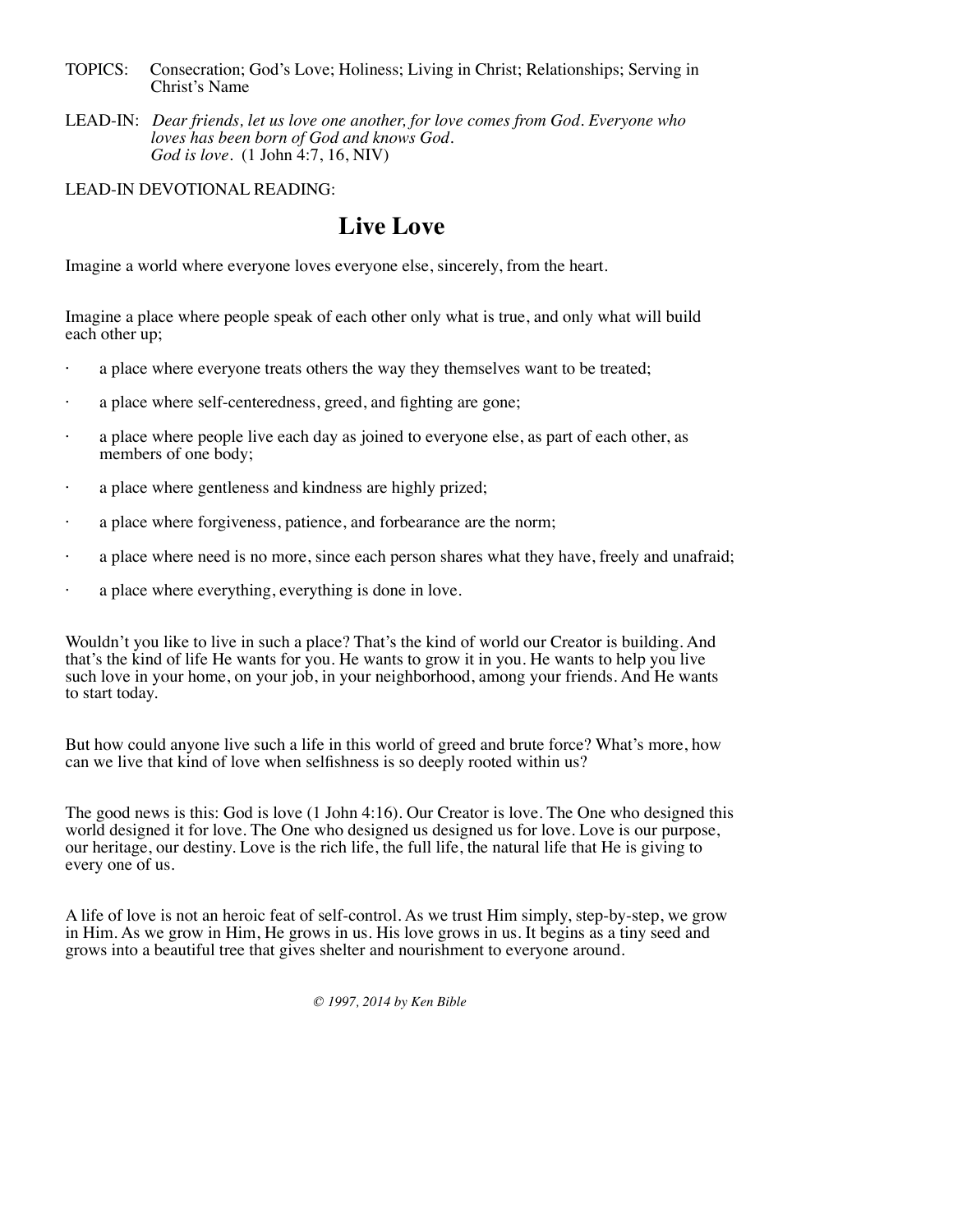TOPICS: Consecration; God's Love; Holiness; Living in Christ; Relationships; Serving in Christ's Name

LEAD-IN: *Dear friends, let us love one another, for love comes from God. Everyone who loves has been born of God and knows God.*
*God is love.* (1 John 4:7, 16, NIV)

LEAD-IN DEVOTIONAL READING:

# Live Love

Imagine a world where everyone loves everyone else, sincerely, from the heart.

Imagine a place where people speak of each other only what is true, and only what will build each other up;

- a place where everyone treats others the way they themselves want to be treated;
- a place where self-centeredness, greed, and fighting are gone;
- a place where people live each day as joined to everyone else, as part of each other, as members of one body;
- a place where gentleness and kindness are highly prized;
- a place where forgiveness, patience, and forbearance are the norm;
- a place where need is no more, since each person shares what they have, freely and unafraid;
- a place where everything, everything is done in love.

Wouldn't you like to live in such a place? That's the kind of world our Creator is building. And that's the kind of life He wants for you. He wants to grow it in you. He wants to help you live such love in your home, on your job, in your neighborhood, among your friends. And He wants to start today.

But how could anyone live such a life in this world of greed and brute force? What's more, how can we live that kind of love when selfishness is so deeply rooted within us?

The good news is this: God is love (1 John 4:16). Our Creator is love. The One who designed this world designed it for love. The One who designed us designed us for love. Love is our purpose, our heritage, our destiny. Love is the rich life, the full life, the natural life that He is giving to every one of us.

A life of love is not an heroic feat of self-control. As we trust Him simply, step-by-step, we grow in Him. As we grow in Him, He grows in us. His love grows in us. It begins as a tiny seed and grows into a beautiful tree that gives shelter and nourishment to everyone around.

*© 1997, 2014 by Ken Bible*